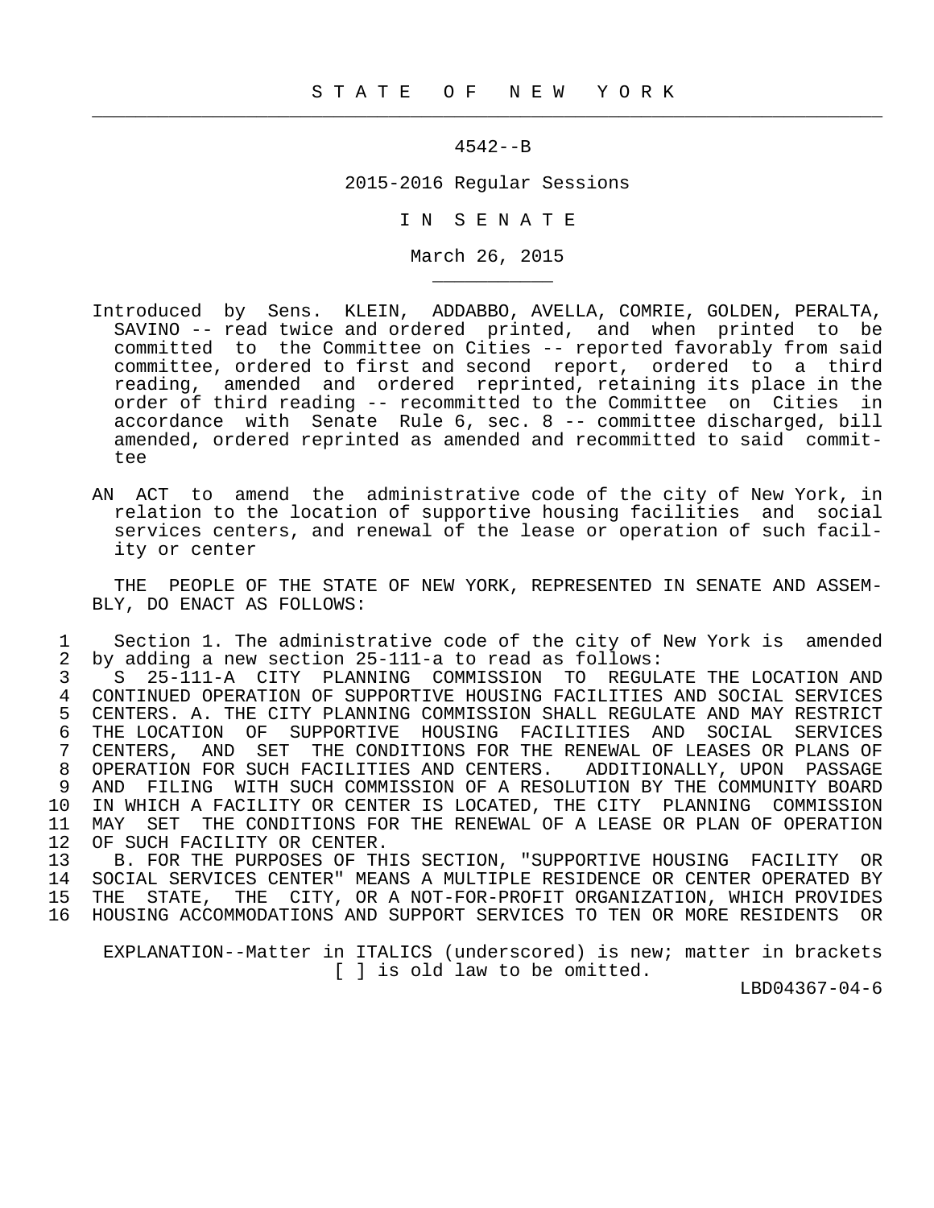# S T A T E   O F   N E W   Y O R K

4542--B

2015-2016 Regular Sessions

I N   S E N A T E

March 26, 2015

Introduced by Sens. KLEIN, ADDABBO, AVELLA, COMRIE, GOLDEN, PERALTA, SAVINO -- read twice and ordered printed, and when printed to be committed to the Committee on Cities -- reported favorably from said committee, ordered to first and second report, ordered to a third reading, amended and ordered reprinted, retaining its place in the order of third reading -- recommitted to the Committee on Cities in accordance with Senate Rule 6, sec. 8 -- committee discharged, bill amended, ordered reprinted as amended and recommitted to said committee

AN ACT to amend the administrative code of the city of New York, in relation to the location of supportive housing facilities and social services centers, and renewal of the lease or operation of such facility or center

THE PEOPLE OF THE STATE OF NEW YORK, REPRESENTED IN SENATE AND ASSEMBLY, DO ENACT AS FOLLOWS:

1 Section 1. The administrative code of the city of New York is amended
2 by adding a new section 25-111-a to read as follows:
3 S 25-111-A CITY PLANNING COMMISSION TO REGULATE THE LOCATION AND
4 CONTINUED OPERATION OF SUPPORTIVE HOUSING FACILITIES AND SOCIAL SERVICES
5 CENTERS. A. THE CITY PLANNING COMMISSION SHALL REGULATE AND MAY RESTRICT
6 THE LOCATION OF SUPPORTIVE HOUSING FACILITIES AND SOCIAL SERVICES
7 CENTERS, AND SET THE CONDITIONS FOR THE RENEWAL OF LEASES OR PLANS OF
8 OPERATION FOR SUCH FACILITIES AND CENTERS. ADDITIONALLY, UPON PASSAGE
9 AND FILING WITH SUCH COMMISSION OF A RESOLUTION BY THE COMMUNITY BOARD
10 IN WHICH A FACILITY OR CENTER IS LOCATED, THE CITY PLANNING COMMISSION
11 MAY SET THE CONDITIONS FOR THE RENEWAL OF A LEASE OR PLAN OF OPERATION
12 OF SUCH FACILITY OR CENTER.
13 B. FOR THE PURPOSES OF THIS SECTION, "SUPPORTIVE HOUSING FACILITY OR
14 SOCIAL SERVICES CENTER" MEANS A MULTIPLE RESIDENCE OR CENTER OPERATED BY
15 THE STATE, THE CITY, OR A NOT-FOR-PROFIT ORGANIZATION, WHICH PROVIDES
16 HOUSING ACCOMMODATIONS AND SUPPORT SERVICES TO TEN OR MORE RESIDENTS OR

EXPLANATION--Matter in ITALICS (underscored) is new; matter in brackets [ ] is old law to be omitted.

LBD04367-04-6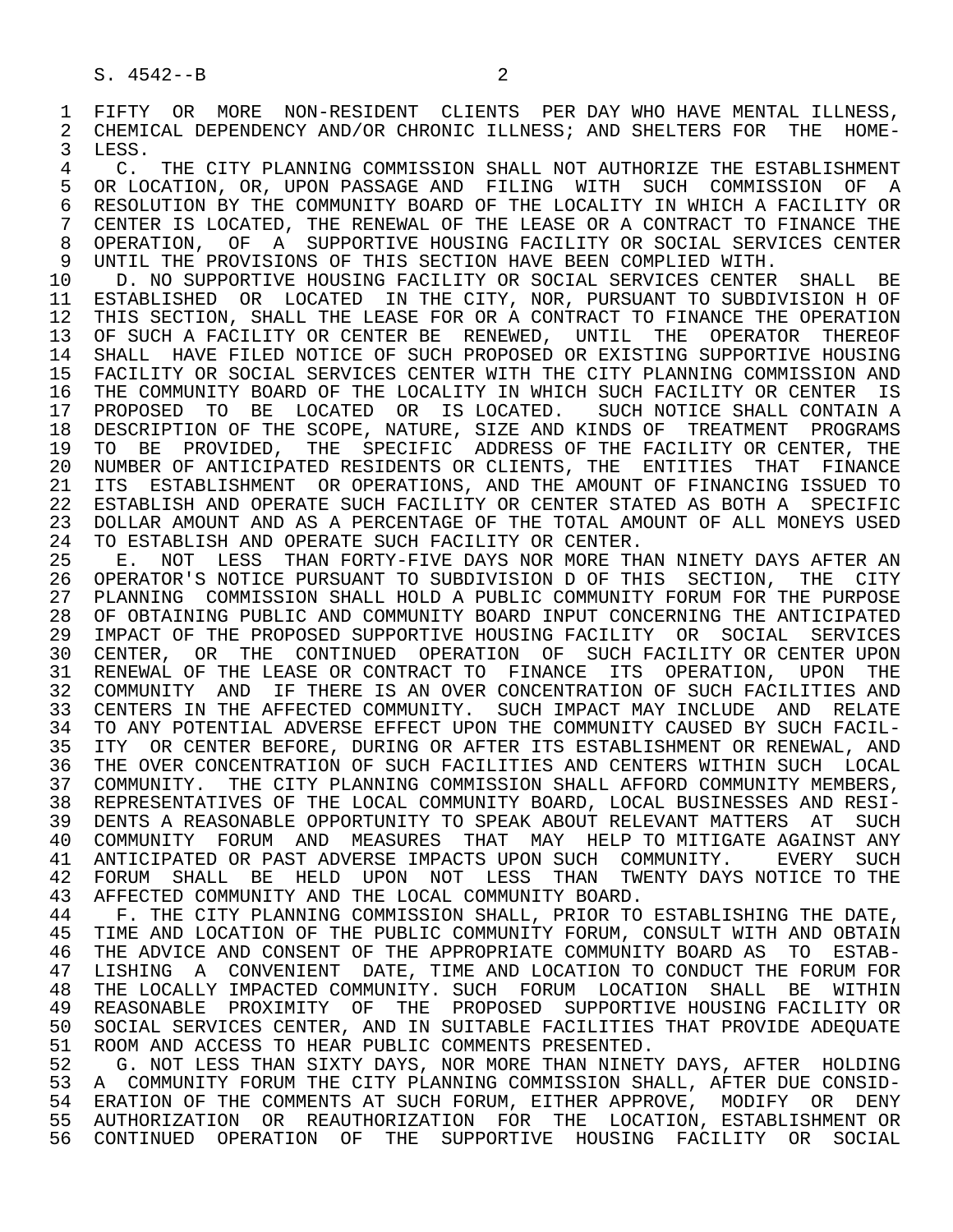FIFTY OR MORE NON-RESIDENT CLIENTS PER DAY WHO HAVE MENTAL ILLNESS, CHEMICAL DEPENDENCY AND/OR CHRONIC ILLNESS; AND SHELTERS FOR THE HOMELESS.

C. THE CITY PLANNING COMMISSION SHALL NOT AUTHORIZE THE ESTABLISHMENT OR LOCATION, OR, UPON PASSAGE AND FILING WITH SUCH COMMISSION OF A RESOLUTION BY THE COMMUNITY BOARD OF THE LOCALITY IN WHICH A FACILITY OR CENTER IS LOCATED, THE RENEWAL OF THE LEASE OR A CONTRACT TO FINANCE THE OPERATION, OF A SUPPORTIVE HOUSING FACILITY OR SOCIAL SERVICES CENTER UNTIL THE PROVISIONS OF THIS SECTION HAVE BEEN COMPLIED WITH.

D. NO SUPPORTIVE HOUSING FACILITY OR SOCIAL SERVICES CENTER SHALL BE ESTABLISHED OR LOCATED IN THE CITY, NOR, PURSUANT TO SUBDIVISION H OF THIS SECTION, SHALL THE LEASE FOR OR A CONTRACT TO FINANCE THE OPERATION OF SUCH A FACILITY OR CENTER BE RENEWED, UNTIL THE OPERATOR THEREOF SHALL HAVE FILED NOTICE OF SUCH PROPOSED OR EXISTING SUPPORTIVE HOUSING FACILITY OR SOCIAL SERVICES CENTER WITH THE CITY PLANNING COMMISSION AND THE COMMUNITY BOARD OF THE LOCALITY IN WHICH SUCH FACILITY OR CENTER IS PROPOSED TO BE LOCATED OR IS LOCATED. SUCH NOTICE SHALL CONTAIN A DESCRIPTION OF THE SCOPE, NATURE, SIZE AND KINDS OF TREATMENT PROGRAMS TO BE PROVIDED, THE SPECIFIC ADDRESS OF THE FACILITY OR CENTER, THE NUMBER OF ANTICIPATED RESIDENTS OR CLIENTS, THE ENTITIES THAT FINANCE ITS ESTABLISHMENT OR OPERATIONS, AND THE AMOUNT OF FINANCING ISSUED TO ESTABLISH AND OPERATE SUCH FACILITY OR CENTER STATED AS BOTH A SPECIFIC DOLLAR AMOUNT AND AS A PERCENTAGE OF THE TOTAL AMOUNT OF ALL MONEYS USED TO ESTABLISH AND OPERATE SUCH FACILITY OR CENTER.

E. NOT LESS THAN FORTY-FIVE DAYS NOR MORE THAN NINETY DAYS AFTER AN OPERATOR'S NOTICE PURSUANT TO SUBDIVISION D OF THIS SECTION, THE CITY PLANNING COMMISSION SHALL HOLD A PUBLIC COMMUNITY FORUM FOR THE PURPOSE OF OBTAINING PUBLIC AND COMMUNITY BOARD INPUT CONCERNING THE ANTICIPATED IMPACT OF THE PROPOSED SUPPORTIVE HOUSING FACILITY OR SOCIAL SERVICES CENTER, OR THE CONTINUED OPERATION OF SUCH FACILITY OR CENTER UPON RENEWAL OF THE LEASE OR CONTRACT TO FINANCE ITS OPERATION, UPON THE COMMUNITY AND IF THERE IS AN OVER CONCENTRATION OF SUCH FACILITIES AND CENTERS IN THE AFFECTED COMMUNITY. SUCH IMPACT MAY INCLUDE AND RELATE TO ANY POTENTIAL ADVERSE EFFECT UPON THE COMMUNITY CAUSED BY SUCH FACILITY OR CENTER BEFORE, DURING OR AFTER ITS ESTABLISHMENT OR RENEWAL, AND THE OVER CONCENTRATION OF SUCH FACILITIES AND CENTERS WITHIN SUCH LOCAL COMMUNITY. THE CITY PLANNING COMMISSION SHALL AFFORD COMMUNITY MEMBERS, REPRESENTATIVES OF THE LOCAL COMMUNITY BOARD, LOCAL BUSINESSES AND RESIDENTS A REASONABLE OPPORTUNITY TO SPEAK ABOUT RELEVANT MATTERS AT SUCH COMMUNITY FORUM AND MEASURES THAT MAY HELP TO MITIGATE AGAINST ANY ANTICIPATED OR PAST ADVERSE IMPACTS UPON SUCH COMMUNITY. EVERY SUCH FORUM SHALL BE HELD UPON NOT LESS THAN TWENTY DAYS NOTICE TO THE AFFECTED COMMUNITY AND THE LOCAL COMMUNITY BOARD.

F. THE CITY PLANNING COMMISSION SHALL, PRIOR TO ESTABLISHING THE DATE, TIME AND LOCATION OF THE PUBLIC COMMUNITY FORUM, CONSULT WITH AND OBTAIN THE ADVICE AND CONSENT OF THE APPROPRIATE COMMUNITY BOARD AS TO ESTABLISHING A CONVENIENT DATE, TIME AND LOCATION TO CONDUCT THE FORUM FOR THE LOCALLY IMPACTED COMMUNITY. SUCH FORUM LOCATION SHALL BE WITHIN REASONABLE PROXIMITY OF THE PROPOSED SUPPORTIVE HOUSING FACILITY OR SOCIAL SERVICES CENTER, AND IN SUITABLE FACILITIES THAT PROVIDE ADEQUATE ROOM AND ACCESS TO HEAR PUBLIC COMMENTS PRESENTED.

G. NOT LESS THAN SIXTY DAYS, NOR MORE THAN NINETY DAYS, AFTER HOLDING A COMMUNITY FORUM THE CITY PLANNING COMMISSION SHALL, AFTER DUE CONSIDERATION OF THE COMMENTS AT SUCH FORUM, EITHER APPROVE, MODIFY OR DENY AUTHORIZATION OR REAUTHORIZATION FOR THE LOCATION, ESTABLISHMENT OR CONTINUED OPERATION OF THE SUPPORTIVE HOUSING FACILITY OR SOCIAL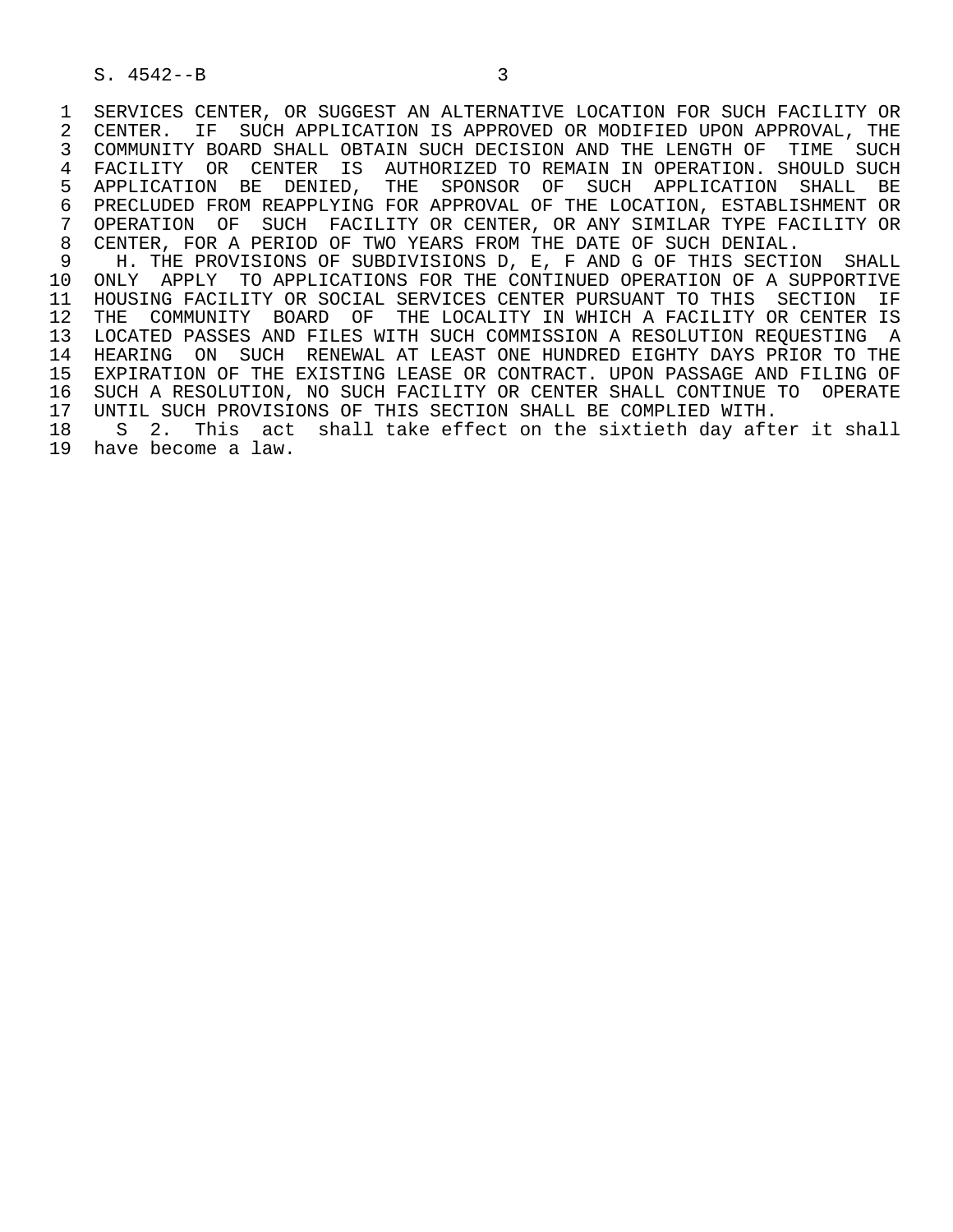SERVICES CENTER, OR SUGGEST AN ALTERNATIVE LOCATION FOR SUCH FACILITY OR CENTER. IF SUCH APPLICATION IS APPROVED OR MODIFIED UPON APPROVAL, THE COMMUNITY BOARD SHALL OBTAIN SUCH DECISION AND THE LENGTH OF TIME SUCH FACILITY OR CENTER IS AUTHORIZED TO REMAIN IN OPERATION. SHOULD SUCH APPLICATION BE DENIED, THE SPONSOR OF SUCH APPLICATION SHALL BE PRECLUDED FROM REAPPLYING FOR APPROVAL OF THE LOCATION, ESTABLISHMENT OR OPERATION OF SUCH FACILITY OR CENTER, OR ANY SIMILAR TYPE FACILITY OR CENTER, FOR A PERIOD OF TWO YEARS FROM THE DATE OF SUCH DENIAL.

H. THE PROVISIONS OF SUBDIVISIONS D, E, F AND G OF THIS SECTION SHALL ONLY APPLY TO APPLICATIONS FOR THE CONTINUED OPERATION OF A SUPPORTIVE HOUSING FACILITY OR SOCIAL SERVICES CENTER PURSUANT TO THIS SECTION IF THE COMMUNITY BOARD OF THE LOCALITY IN WHICH A FACILITY OR CENTER IS LOCATED PASSES AND FILES WITH SUCH COMMISSION A RESOLUTION REQUESTING A HEARING ON SUCH RENEWAL AT LEAST ONE HUNDRED EIGHTY DAYS PRIOR TO THE EXPIRATION OF THE EXISTING LEASE OR CONTRACT. UPON PASSAGE AND FILING OF SUCH A RESOLUTION, NO SUCH FACILITY OR CENTER SHALL CONTINUE TO OPERATE UNTIL SUCH PROVISIONS OF THIS SECTION SHALL BE COMPLIED WITH.

S 2. This act shall take effect on the sixtieth day after it shall have become a law.